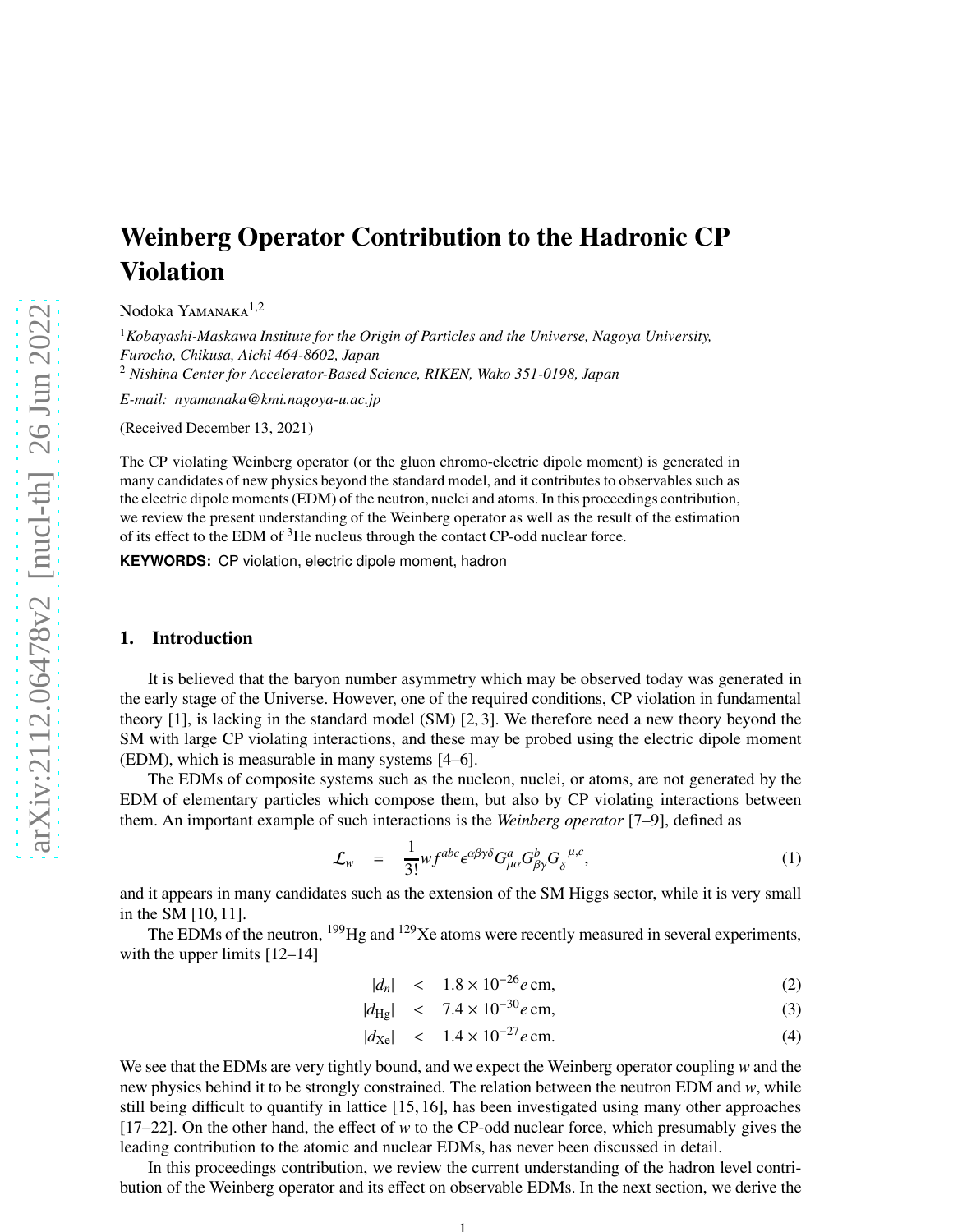# Weinberg Operator Contribution to the Hadronic CP Violation

Nodoka Yamanaka[1,2]

[1] *Kobayashi-Maskawa Institute for the Origin of Particles and the Universe, Nagoya University, Furocho, Chikusa, Aichi 464-8602, Japan*
[2] *Nishina Center for Accelerator-Based Science, RIKEN, Wako 351-0198, Japan*

*E-mail: nyamanaka@kmi.nagoya-u.ac.jp*

(Received December 13, 2021)

The CP violating Weinberg operator (or the gluon chromo-electric dipole moment) is generated in many candidates of new physics beyond the standard model, and it contributes to observables such as the electric dipole moments (EDM) of the neutron, nuclei and atoms. In this proceedings contribution, we review the present understanding of the Weinberg operator as well as the result of the estimation of its effect to the EDM of $^3$He nucleus through the contact CP-odd nuclear force.

**KEYWORDS:** CP violation, electric dipole moment, hadron

## 1. Introduction

It is believed that the baryon number asymmetry which may be observed today was generated in the early stage of the Universe. However, one of the required conditions, CP violation in fundamental theory [1], is lacking in the standard model (SM) [2, 3]. We therefore need a new theory beyond the SM with large CP violating interactions, and these may be probed using the electric dipole moment (EDM), which is measurable in many systems [4–6].

The EDMs of composite systems such as the nucleon, nuclei, or atoms, are not generated by the EDM of elementary particles which compose them, but also by CP violating interactions between them. An important example of such interactions is the *Weinberg operator* [7–9], defined as

$$\mathcal{L}_w = \frac{1}{3!} w f^{abc} \epsilon^{\alpha\beta\gamma\delta} G^a_{\mu\alpha} G^b_{\beta\gamma} G_\delta^{\ \mu,c}, \tag{1}$$

and it appears in many candidates such as the extension of the SM Higgs sector, while it is very small in the SM [10, 11].

The EDMs of the neutron, $^{199}$Hg and $^{129}$Xe atoms were recently measured in several experiments, with the upper limits [12–14]

$$|d_n| < 1.8 \times 10^{-26} e\,\text{cm}, \tag{2}$$

$$|d_{\text{Hg}}| < 7.4 \times 10^{-30} e\,\text{cm}, \tag{3}$$

$$|d_{\text{Xe}}| < 1.4 \times 10^{-27} e\,\text{cm}. \tag{4}$$

We see that the EDMs are very tightly bound, and we expect the Weinberg operator coupling $w$ and the new physics behind it to be strongly constrained. The relation between the neutron EDM and $w$, while still being difficult to quantify in lattice [15, 16], has been investigated using many other approaches [17–22]. On the other hand, the effect of $w$ to the CP-odd nuclear force, which presumably gives the leading contribution to the atomic and nuclear EDMs, has never been discussed in detail.

In this proceedings contribution, we review the current understanding of the hadron level contribution of the Weinberg operator and its effect on observable EDMs. In the next section, we derive the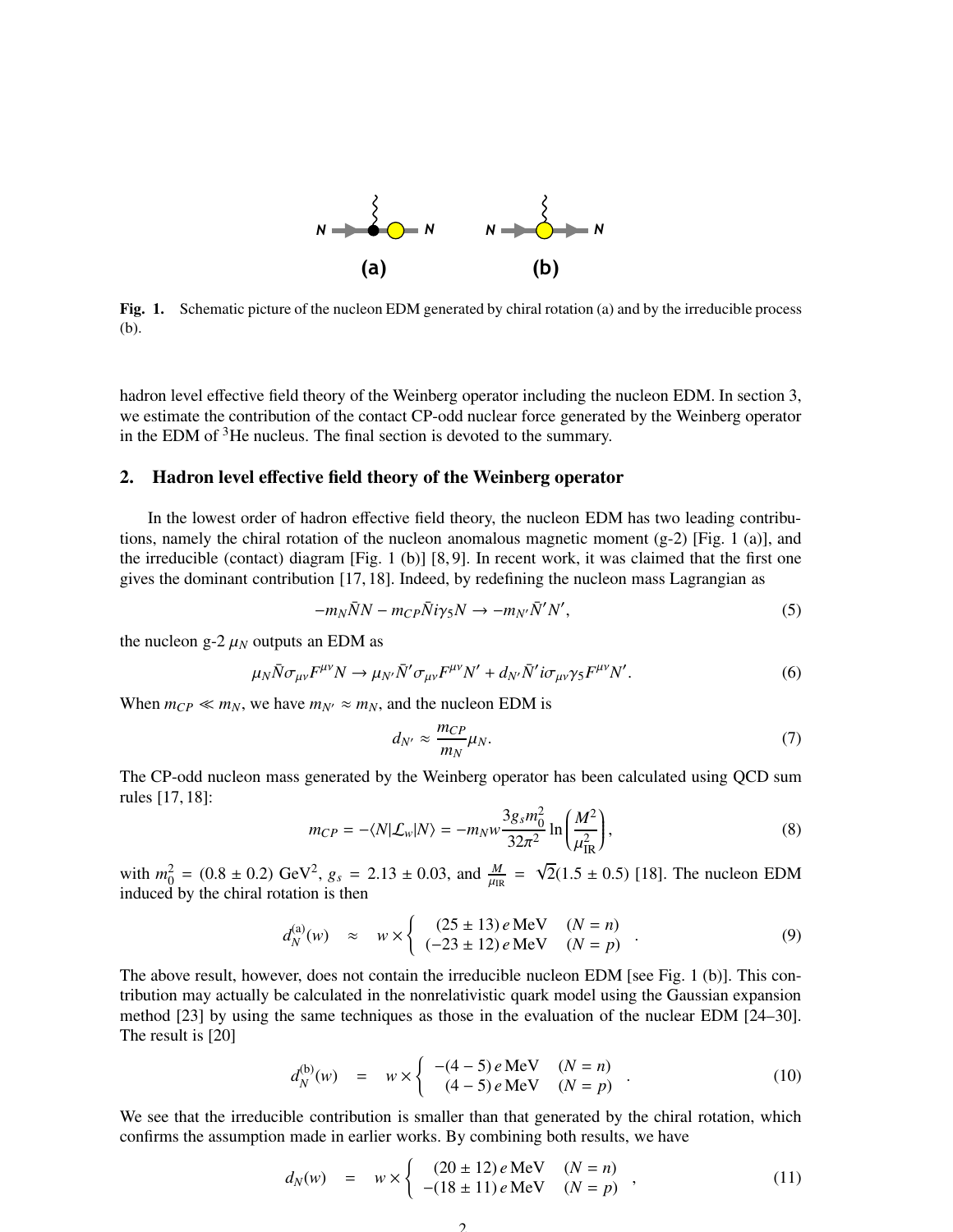**Fig. 1.** Schematic picture of the nucleon EDM generated by chiral rotation (a) and by the irreducible process (b).

hadron level effective field theory of the Weinberg operator including the nucleon EDM. In section 3, we estimate the contribution of the contact CP-odd nuclear force generated by the Weinberg operator in the EDM of $^3$He nucleus. The final section is devoted to the summary.

## 2. Hadron level effective field theory of the Weinberg operator

In the lowest order of hadron effective field theory, the nucleon EDM has two leading contributions, namely the chiral rotation of the nucleon anomalous magnetic moment (g-2) [Fig. 1 (a)], and the irreducible (contact) diagram [Fig. 1 (b)] [8, 9]. In recent work, it was claimed that the first one gives the dominant contribution [17, 18]. Indeed, by redefining the nucleon mass Lagrangian as

$$-m_N \bar{N} N - m_{CP} \bar{N} i\gamma_5 N \to -m_{N'} \bar{N}' N', \tag{5}$$

the nucleon g-2 $\mu_N$ outputs an EDM as

$$\mu_N \bar{N} \sigma_{\mu\nu} F^{\mu\nu} N \to \mu_{N'} \bar{N}' \sigma_{\mu\nu} F^{\mu\nu} N' + d_{N'} \bar{N}' i\sigma_{\mu\nu}\gamma_5 F^{\mu\nu} N'. \tag{6}$$

When $m_{CP} \ll m_N$, we have $m_{N'} \approx m_N$, and the nucleon EDM is

$$d_{N'} \approx \frac{m_{CP}}{m_N} \mu_N. \tag{7}$$

The CP-odd nucleon mass generated by the Weinberg operator has been calculated using QCD sum rules [17, 18]:

$$m_{CP} = -\langle N | \mathcal{L}_w | N \rangle = -m_N w \frac{3 g_s m_0^2}{32\pi^2} \ln\left(\frac{M^2}{\mu_{\rm IR}^2}\right), \tag{8}$$

with $m_0^2 = (0.8 \pm 0.2)$ GeV$^2$, $g_s = 2.13 \pm 0.03$, and $\frac{M}{\mu_{\rm IR}} = \sqrt{2}(1.5 \pm 0.5)$ [18]. The nucleon EDM induced by the chiral rotation is then

$$d_N^{(a)}(w) \approx w \times \begin{cases} (25 \pm 13)\, e\,\text{MeV} & (N = n) \\ (-23 \pm 12)\, e\,\text{MeV} & (N = p) \end{cases}. \tag{9}$$

The above result, however, does not contain the irreducible nucleon EDM [see Fig. 1 (b)]. This contribution may actually be calculated in the nonrelativistic quark model using the Gaussian expansion method [23] by using the same techniques as those in the evaluation of the nuclear EDM [24–30]. The result is [20]

$$d_N^{(b)}(w) = w \times \begin{cases} -(4-5)\, e\,\text{MeV} & (N = n) \\ (4-5)\, e\,\text{MeV} & (N = p) \end{cases}. \tag{10}$$

We see that the irreducible contribution is smaller than that generated by the chiral rotation, which confirms the assumption made in earlier works. By combining both results, we have

$$d_N(w) = w \times \begin{cases} (20 \pm 12)\, e\,\text{MeV} & (N = n) \\ -(18 \pm 11)\, e\,\text{MeV} & (N = p) \end{cases}, \tag{11}$$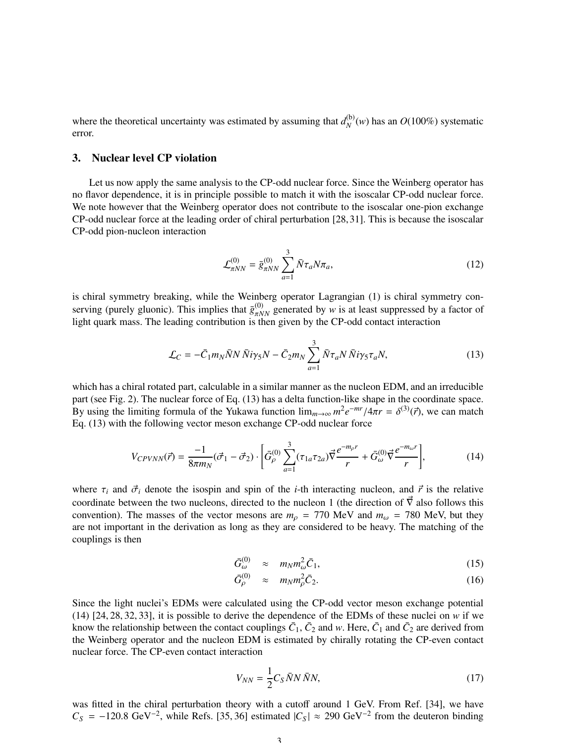where the theoretical uncertainty was estimated by assuming that $d_N^{(b)}(w)$ has an $O(100\%)$ systematic error.

## 3. Nuclear level CP violation

Let us now apply the same analysis to the CP-odd nuclear force. Since the Weinberg operator has no flavor dependence, it is in principle possible to match it with the isoscalar CP-odd nuclear force. We note however that the Weinberg operator does not contribute to the isoscalar one-pion exchange CP-odd nuclear force at the leading order of chiral perturbation [28, 31]. This is because the isoscalar CP-odd pion-nucleon interaction

$$\mathcal{L}_{\pi NN}^{(0)} = \bar{g}_{\pi NN}^{(0)} \sum_{a=1}^{3} \bar{N} \tau_a N \pi_a, \tag{12}$$

is chiral symmetry breaking, while the Weinberg operator Lagrangian (1) is chiral symmetry conserving (purely gluonic). This implies that $\bar{g}_{\pi NN}^{(0)}$ generated by $w$ is at least suppressed by a factor of light quark mass. The leading contribution is then given by the CP-odd contact interaction

$$\mathcal{L}_C = -\bar{C}_1 m_N \bar{N} N \, \bar{N} i\gamma_5 N - \bar{C}_2 m_N \sum_{a=1}^{3} \bar{N} \tau_a N \, \bar{N} i\gamma_5 \tau_a N, \tag{13}$$

which has a chiral rotated part, calculable in a similar manner as the nucleon EDM, and an irreducible part (see Fig. 2). The nuclear force of Eq. (13) has a delta function-like shape in the coordinate space. By using the limiting formula of the Yukawa function $\lim_{m\to\infty} m^2 e^{-mr}/4\pi r = \delta^{(3)}(\vec{r})$, we can match Eq. (13) with the following vector meson exchange CP-odd nuclear force

$$V_{CPVNN}(\vec{r}) = \frac{-1}{8\pi m_N} (\vec{\sigma}_1 - \vec{\sigma}_2) \cdot \left[ \bar{G}_\rho^{(0)} \sum_{a=1}^{3} (\tau_{1a} \tau_{2a}) \vec{\nabla} \frac{e^{-m_\rho r}}{r} + \bar{G}_\omega^{(0)} \vec{\nabla} \frac{e^{-m_\omega r}}{r} \right], \tag{14}$$

where $\tau_i$ and $\vec{\sigma}_i$ denote the isospin and spin of the $i$-th interacting nucleon, and $\vec{r}$ is the relative coordinate between the two nucleons, directed to the nucleon 1 (the direction of $\vec{\nabla}$ also follows this convention). The masses of the vector mesons are $m_\rho = 770$ MeV and $m_\omega = 780$ MeV, but they are not important in the derivation as long as they are considered to be heavy. The matching of the couplings is then

$$\bar{G}_\omega^{(0)} \approx m_N m_\omega^2 \bar{C}_1, \tag{15}$$

$$\bar{G}_\rho^{(0)} \approx m_N m_\rho^2 \bar{C}_2. \tag{16}$$

Since the light nuclei's EDMs were calculated using the CP-odd vector meson exchange potential (14) [24, 28, 32, 33], it is possible to derive the dependence of the EDMs of these nuclei on $w$ if we know the relationship between the contact couplings $\bar{C}_1$, $\bar{C}_2$ and $w$. Here, $\bar{C}_1$ and $\bar{C}_2$ are derived from the Weinberg operator and the nucleon EDM is estimated by chirally rotating the CP-even contact nuclear force. The CP-even contact interaction

$$V_{NN} = \frac{1}{2} C_S \bar{N} N \, \bar{N} N, \tag{17}$$

was fitted in the chiral perturbation theory with a cutoff around 1 GeV. From Ref. [34], we have $C_S = -120.8$ GeV$^{-2}$, while Refs. [35, 36] estimated $|C_S| \approx 290$ GeV$^{-2}$ from the deuteron binding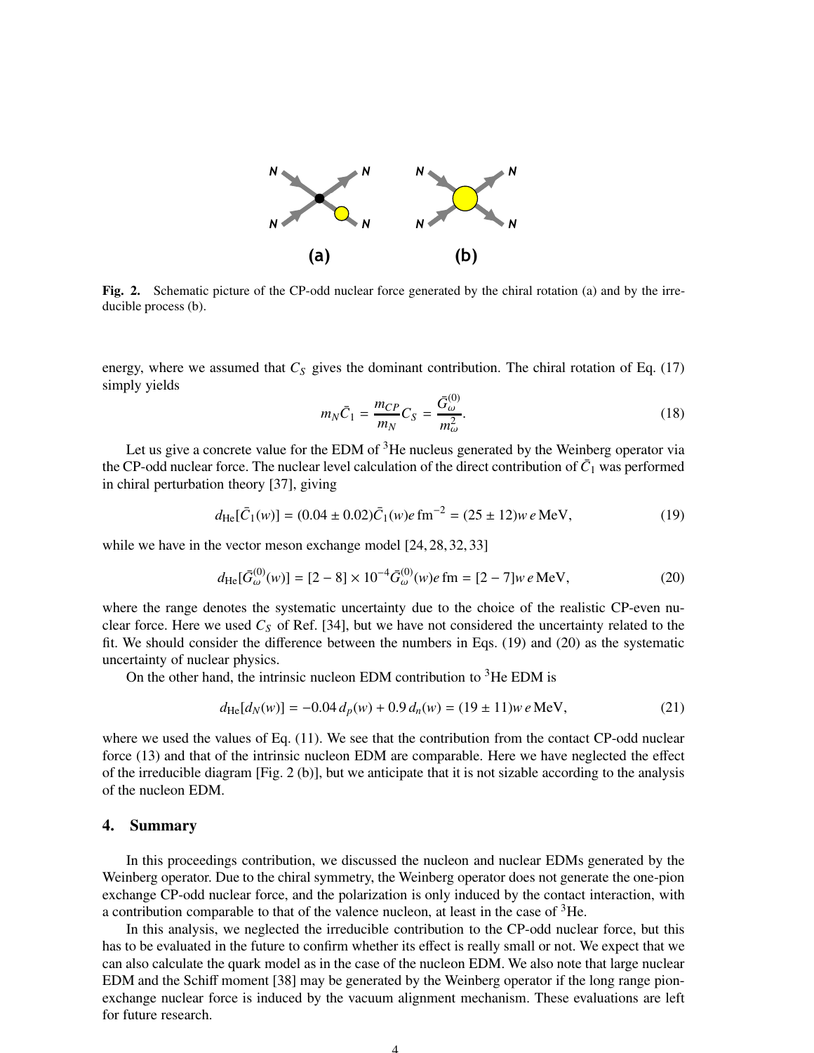Fig. 2. Schematic picture of the CP-odd nuclear force generated by the chiral rotation (a) and by the irreducible process (b).

energy, where we assumed that $C_S$ gives the dominant contribution. The chiral rotation of Eq. (17) simply yields

$$m_N \bar{C}_1 = \frac{m_{CP}}{m_N} C_S = \frac{\bar{G}_\omega^{(0)}}{m_\omega^2}. \tag{18}$$

Let us give a concrete value for the EDM of $^3$He nucleus generated by the Weinberg operator via the CP-odd nuclear force. The nuclear level calculation of the direct contribution of $\bar{C}_1$ was performed in chiral perturbation theory [37], giving

$$d_{\rm He}[\bar{C}_1(w)] = (0.04 \pm 0.02)\bar{C}_1(w) e\,{\rm fm}^{-2} = (25 \pm 12) w\, e\,{\rm MeV}, \tag{19}$$

while we have in the vector meson exchange model [24, 28, 32, 33]

$$d_{\rm He}[\bar{G}_\omega^{(0)}(w)] = [2-8] \times 10^{-4} \bar{G}_\omega^{(0)}(w) e\,{\rm fm} = [2-7] w\, e\,{\rm MeV}, \tag{20}$$

where the range denotes the systematic uncertainty due to the choice of the realistic CP-even nuclear force. Here we used $C_S$ of Ref. [34], but we have not considered the uncertainty related to the fit. We should consider the difference between the numbers in Eqs. (19) and (20) as the systematic uncertainty of nuclear physics.

On the other hand, the intrinsic nucleon EDM contribution to $^3$He EDM is

$$d_{\rm He}[d_N(w)] = -0.04\, d_p(w) + 0.9\, d_n(w) = (19 \pm 11) w\, e\,{\rm MeV}, \tag{21}$$

where we used the values of Eq. (11). We see that the contribution from the contact CP-odd nuclear force (13) and that of the intrinsic nucleon EDM are comparable. Here we have neglected the effect of the irreducible diagram [Fig. 2 (b)], but we anticipate that it is not sizable according to the analysis of the nucleon EDM.

## 4. Summary

In this proceedings contribution, we discussed the nucleon and nuclear EDMs generated by the Weinberg operator. Due to the chiral symmetry, the Weinberg operator does not generate the one-pion exchange CP-odd nuclear force, and the polarization is only induced by the contact interaction, with a contribution comparable to that of the valence nucleon, at least in the case of $^3$He.

In this analysis, we neglected the irreducible contribution to the CP-odd nuclear force, but this has to be evaluated in the future to confirm whether its effect is really small or not. We expect that we can also calculate the quark model as in the case of the nucleon EDM. We also note that large nuclear EDM and the Schiff moment [38] may be generated by the Weinberg operator if the long range pion-exchange nuclear force is induced by the vacuum alignment mechanism. These evaluations are left for future research.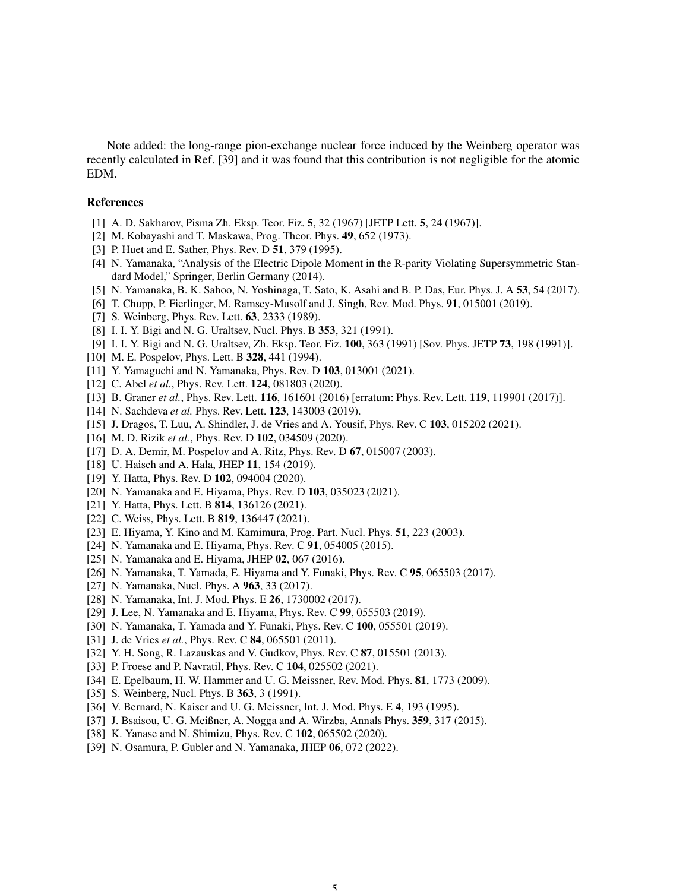Note added: the long-range pion-exchange nuclear force induced by the Weinberg operator was recently calculated in Ref. [39] and it was found that this contribution is not negligible for the atomic EDM.

## References

[1] A. D. Sakharov, Pisma Zh. Eksp. Teor. Fiz. **5**, 32 (1967) [JETP Lett. **5**, 24 (1967)].
[2] M. Kobayashi and T. Maskawa, Prog. Theor. Phys. **49**, 652 (1973).
[3] P. Huet and E. Sather, Phys. Rev. D **51**, 379 (1995).
[4] N. Yamanaka, "Analysis of the Electric Dipole Moment in the R-parity Violating Supersymmetric Standard Model," Springer, Berlin Germany (2014).
[5] N. Yamanaka, B. K. Sahoo, N. Yoshinaga, T. Sato, K. Asahi and B. P. Das, Eur. Phys. J. A **53**, 54 (2017).
[6] T. Chupp, P. Fierlinger, M. Ramsey-Musolf and J. Singh, Rev. Mod. Phys. **91**, 015001 (2019).
[7] S. Weinberg, Phys. Rev. Lett. **63**, 2333 (1989).
[8] I. I. Y. Bigi and N. G. Uraltsev, Nucl. Phys. B **353**, 321 (1991).
[9] I. I. Y. Bigi and N. G. Uraltsev, Zh. Eksp. Teor. Fiz. **100**, 363 (1991) [Sov. Phys. JETP **73**, 198 (1991)].
[10] M. E. Pospelov, Phys. Lett. B **328**, 441 (1994).
[11] Y. Yamaguchi and N. Yamanaka, Phys. Rev. D **103**, 013001 (2021).
[12] C. Abel *et al.*, Phys. Rev. Lett. **124**, 081803 (2020).
[13] B. Graner *et al.*, Phys. Rev. Lett. **116**, 161601 (2016) [erratum: Phys. Rev. Lett. **119**, 119901 (2017)].
[14] N. Sachdeva *et al.* Phys. Rev. Lett. **123**, 143003 (2019).
[15] J. Dragos, T. Luu, A. Shindler, J. de Vries and A. Yousif, Phys. Rev. C **103**, 015202 (2021).
[16] M. D. Rizik *et al.*, Phys. Rev. D **102**, 034509 (2020).
[17] D. A. Demir, M. Pospelov and A. Ritz, Phys. Rev. D **67**, 015007 (2003).
[18] U. Haisch and A. Hala, JHEP **11**, 154 (2019).
[19] Y. Hatta, Phys. Rev. D **102**, 094004 (2020).
[20] N. Yamanaka and E. Hiyama, Phys. Rev. D **103**, 035023 (2021).
[21] Y. Hatta, Phys. Lett. B **814**, 136126 (2021).
[22] C. Weiss, Phys. Lett. B **819**, 136447 (2021).
[23] E. Hiyama, Y. Kino and M. Kamimura, Prog. Part. Nucl. Phys. **51**, 223 (2003).
[24] N. Yamanaka and E. Hiyama, Phys. Rev. C **91**, 054005 (2015).
[25] N. Yamanaka and E. Hiyama, JHEP **02**, 067 (2016).
[26] N. Yamanaka, T. Yamada, E. Hiyama and Y. Funaki, Phys. Rev. C **95**, 065503 (2017).
[27] N. Yamanaka, Nucl. Phys. A **963**, 33 (2017).
[28] N. Yamanaka, Int. J. Mod. Phys. E **26**, 1730002 (2017).
[29] J. Lee, N. Yamanaka and E. Hiyama, Phys. Rev. C **99**, 055503 (2019).
[30] N. Yamanaka, T. Yamada and Y. Funaki, Phys. Rev. C **100**, 055501 (2019).
[31] J. de Vries *et al.*, Phys. Rev. C **84**, 065501 (2011).
[32] Y. H. Song, R. Lazauskas and V. Gudkov, Phys. Rev. C **87**, 015501 (2013).
[33] P. Froese and P. Navratil, Phys. Rev. C **104**, 025502 (2021).
[34] E. Epelbaum, H. W. Hammer and U. G. Meissner, Rev. Mod. Phys. **81**, 1773 (2009).
[35] S. Weinberg, Nucl. Phys. B **363**, 3 (1991).
[36] V. Bernard, N. Kaiser and U. G. Meissner, Int. J. Mod. Phys. E **4**, 193 (1995).
[37] J. Bsaisou, U. G. Meißner, A. Nogga and A. Wirzba, Annals Phys. **359**, 317 (2015).
[38] K. Yanase and N. Shimizu, Phys. Rev. C **102**, 065502 (2020).
[39] N. Osamura, P. Gubler and N. Yamanaka, JHEP **06**, 072 (2022).